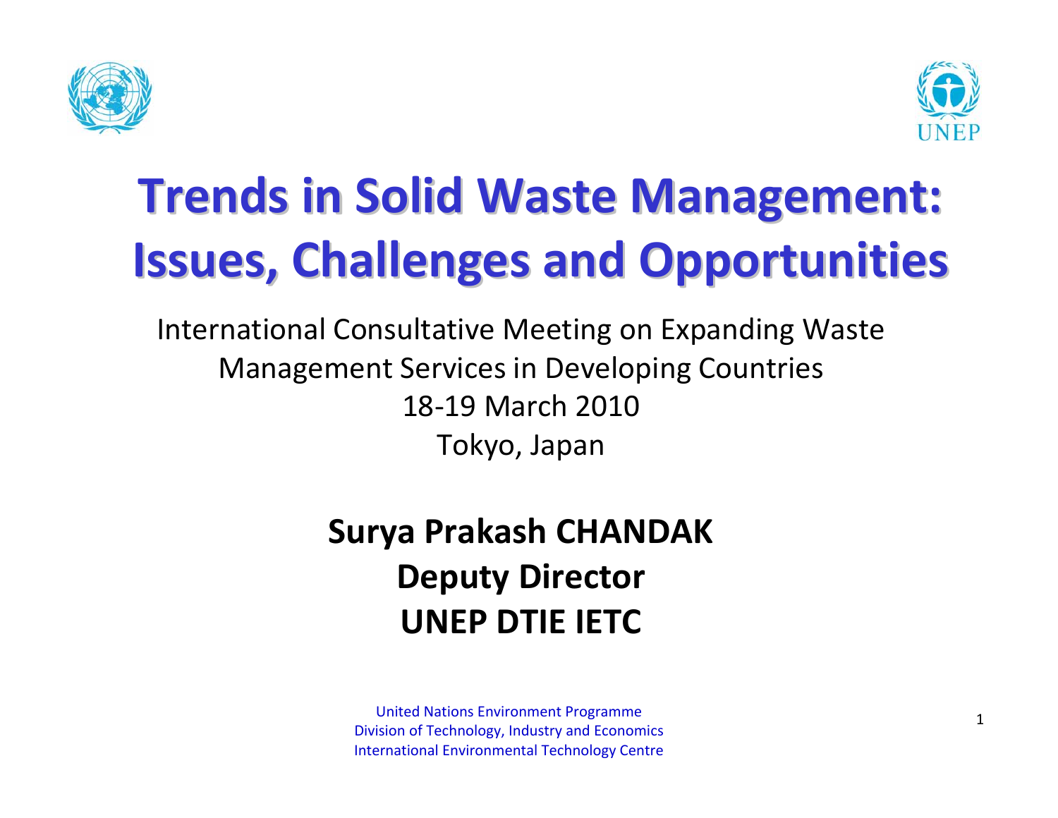# Trends in Solid Waste Management: Issues, Challenges and Opportunities

International Consultative Meeting on Expanding Waste Management Services in Developing Countries
18-19 March 2010
Tokyo, Japan

**Surya Prakash CHANDAK**
**Deputy Director**
**UNEP DTIE IETC**

United Nations Environment Programme
Division of Technology, Industry and Economics
International Environmental Technology Centre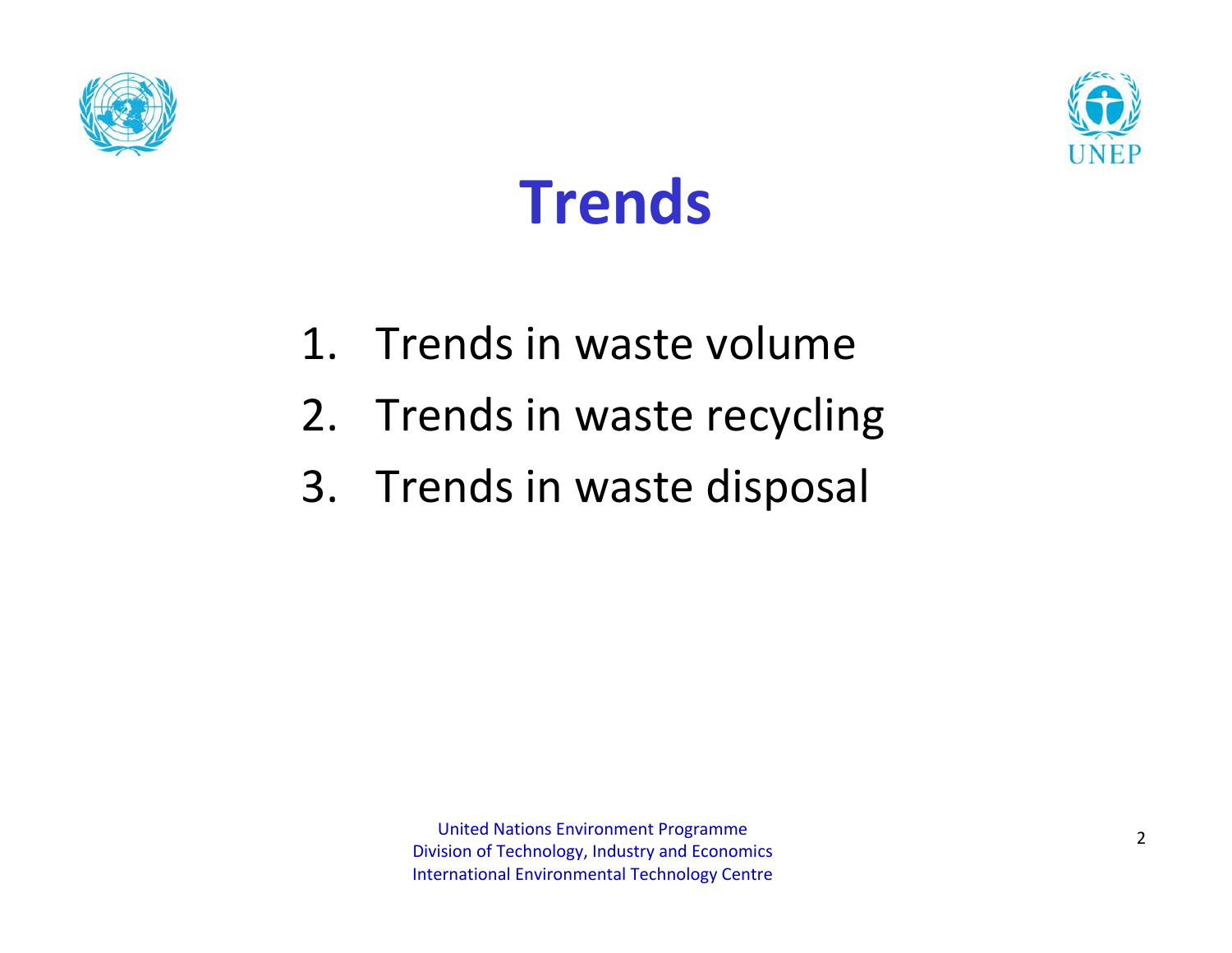# Trends

1. Trends in waste volume
2. Trends in waste recycling
3. Trends in waste disposal

United Nations Environment Programme
Division of Technology, Industry and Economics
International Environmental Technology Centre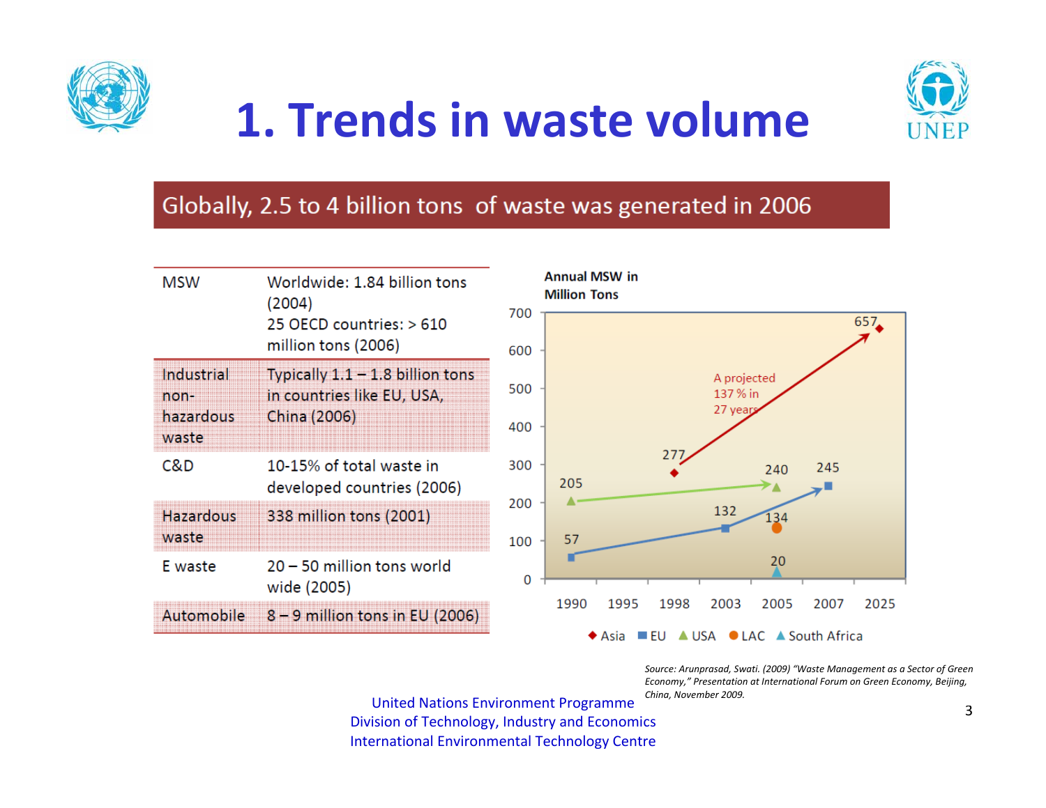# 1. Trends in waste volume

**Globally, 2.5 to 4 billion tons of waste was generated in 2006**

| | |
|---|---|
| MSW | Worldwide: 1.84 billion tons (2004)<br>25 OECD countries: > 610 million tons (2006) |
| Industrial non-hazardous waste | Typically 1.1 – 1.8 billion tons in countries like EU, USA, China (2006) |
| C&D | 10-15% of total waste in developed countries (2006) |
| Hazardous waste | 338 million tons (2001) |
| E waste | 20 – 50 million tons world wide (2005) |
| Automobile | 8 – 9 million tons in EU (2006) |

**Annual MSW in Million Tons**

| Year | Asia | EU | USA | LAC | South Africa |
|---|---|---|---|---|---|
| 1990 | | 57 | 205 | | |
| 1998 | 277 | | | | |
| 2003 | | 132 | | | |
| 2005 | | | 240 | 134 | 20 |
| 2007 | | 245 | | | |
| 2025 | 657 | | | | |

A projected 137 % in 27 years

*Source: Arunprasad, Swati. (2009) "Waste Management as a Sector of Green Economy," Presentation at International Forum on Green Economy, Beijing, China, November 2009.*

United Nations Environment Programme
Division of Technology, Industry and Economics
International Environmental Technology Centre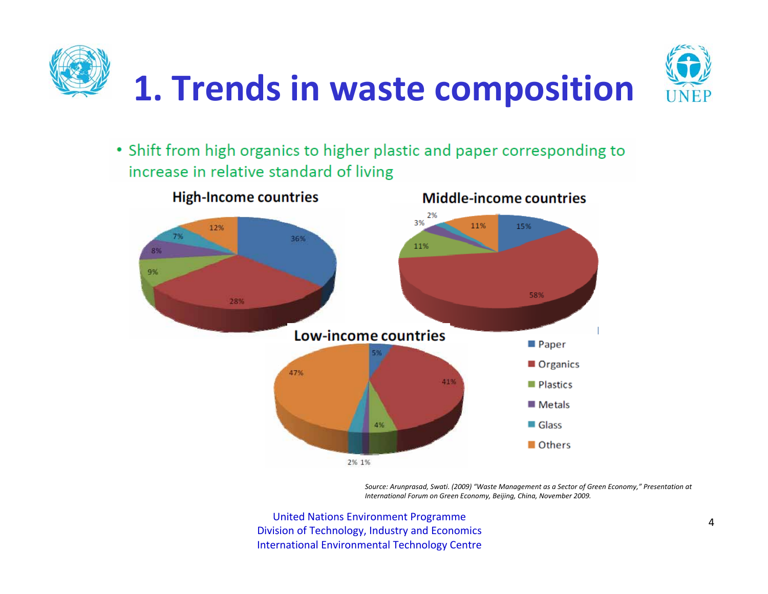# 1. Trends in waste composition

- Shift from high organics to higher plastic and paper corresponding to increase in relative standard of living

**High-Income countries**

| Category | Share |
|---|---|
| Paper | 36% |
| Organics | 28% |
| Plastics | 9% |
| Metals | 8% |
| Glass | 7% |
| Others | 12% |

**Middle-income countries**

| Category | Share |
|---|---|
| Paper | 15% |
| Organics | 58% |
| Plastics | 11% |
| Metals | 3% |
| Glass | 2% |
| Others | 11% |

**Low-income countries**

| Category | Share |
|---|---|
| Paper | 5% |
| Organics | 41% |
| Plastics | 4% |
| Metals | 1% |
| Glass | 2% |
| Others | 47% |

*Source: Arunprasad, Swati. (2009) "Waste Management as a Sector of Green Economy," Presentation at International Forum on Green Economy, Beijing, China, November 2009.*

United Nations Environment Programme
Division of Technology, Industry and Economics
International Environmental Technology Centre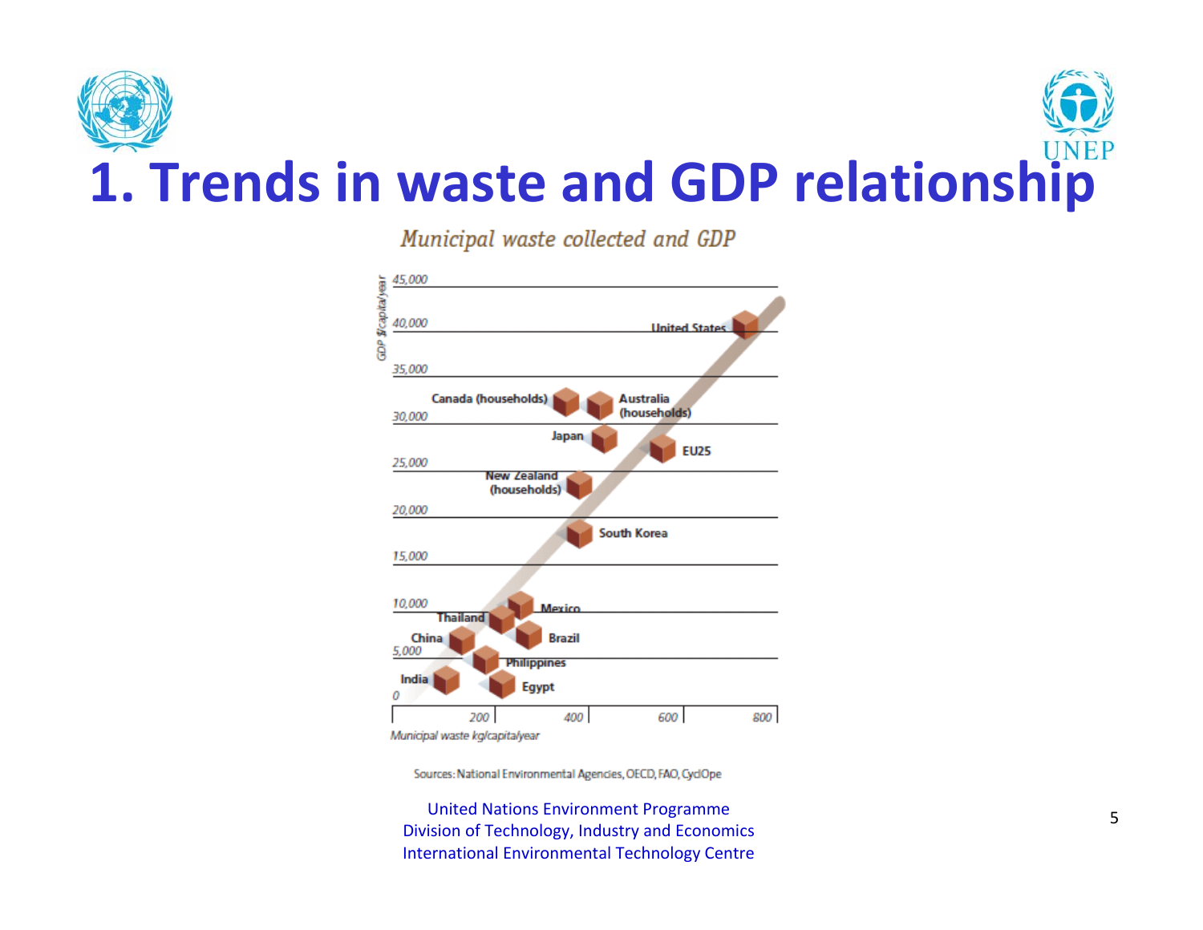# 1. Trends in waste and GDP relationship

*Municipal waste collected and GDP*

GDP $/capita/year

45,000
40,000
35,000
30,000
25,000
20,000
15,000
10,000
5,000
0

United States
Canada (households)
Australia (households)
Japan
EU25
New Zealand (households)
South Korea
Mexico
Thailand
Brazil
China
Philippines
India
Egypt

200 400 600 800

Municipal waste kg/capita/year

Sources: National Environmental Agencies, OECD, FAO, CyclOpe

United Nations Environment Programme
Division of Technology, Industry and Economics
International Environmental Technology Centre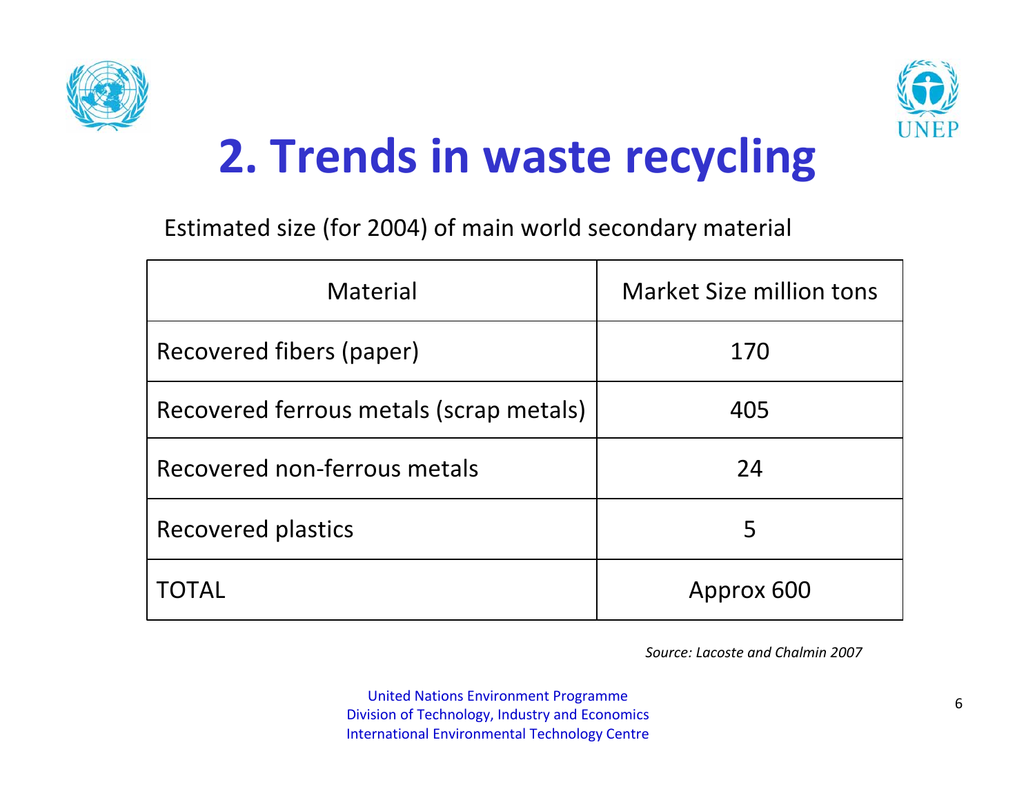# 2. Trends in waste recycling

Estimated size (for 2004) of main world secondary material

| Material | Market Size million tons |
| --- | --- |
| Recovered fibers (paper) | 170 |
| Recovered ferrous metals (scrap metals) | 405 |
| Recovered non-ferrous metals | 24 |
| Recovered plastics | 5 |
| TOTAL | Approx 600 |

*Source: Lacoste and Chalmin 2007*

United Nations Environment Programme
Division of Technology, Industry and Economics
International Environmental Technology Centre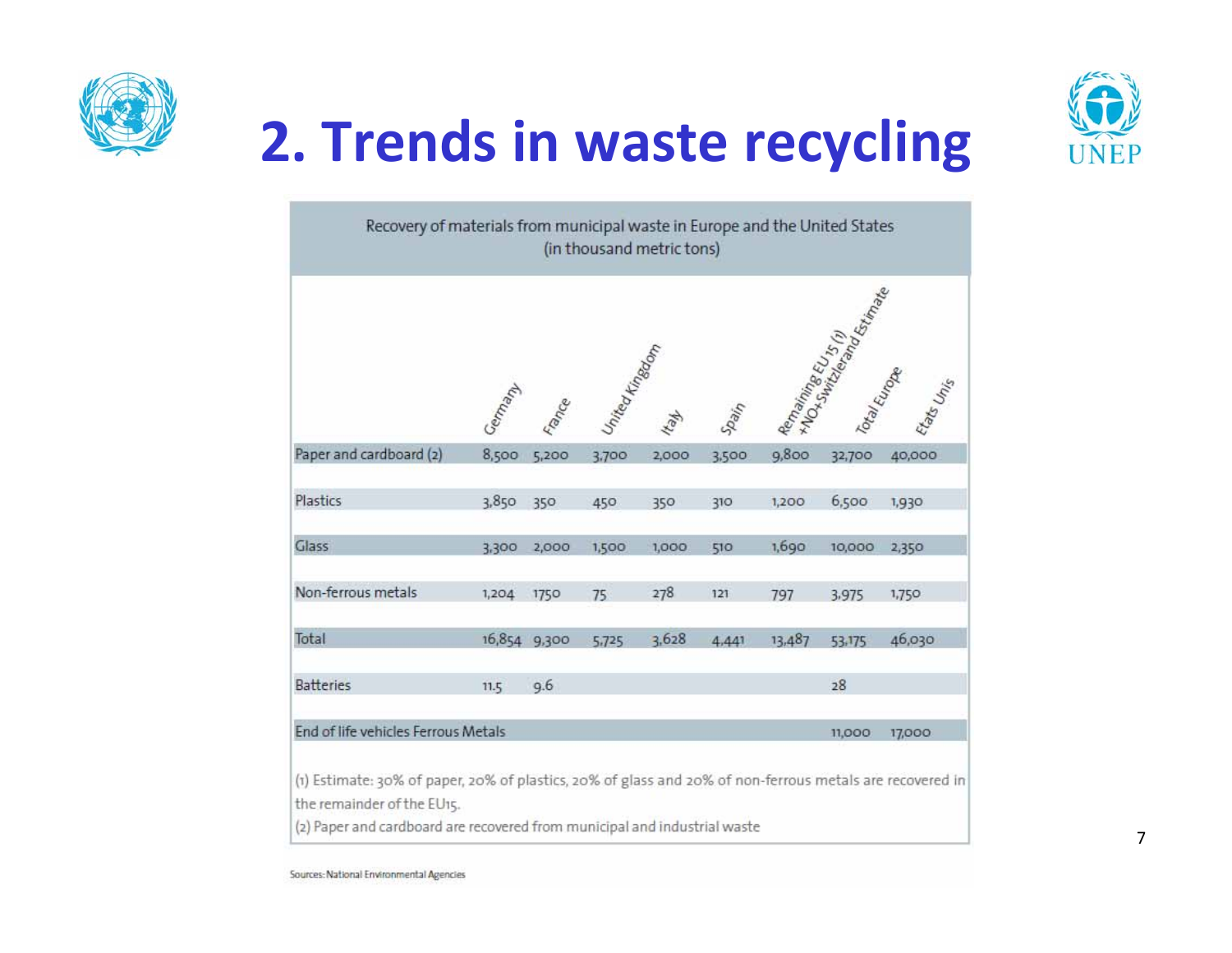# 2. Trends in waste recycling

Recovery of materials from municipal waste in Europe and the United States (in thousand metric tons)

| | Germany | France | United Kingdom | Italy | Spain | Remaining EU15 (1) +NO+Switzerland Estimate | Total Europe | Etats Unis |
|---|---|---|---|---|---|---|---|---|
| Paper and cardboard (2) | 8,500 | 5,200 | 3,700 | 2,000 | 3,500 | 9,800 | 32,700 | 40,000 |
| Plastics | 3,850 | 350 | 450 | 350 | 310 | 1,200 | 6,500 | 1,930 |
| Glass | 3,300 | 2,000 | 1,500 | 1,000 | 510 | 1,690 | 10,000 | 2,350 |
| Non-ferrous metals | 1,204 | 1750 | 75 | 278 | 121 | 797 | 3,975 | 1,750 |
| Total | 16,854 | 9,300 | 5,725 | 3,628 | 4,441 | 13,487 | 53,175 | 46,030 |
| Batteries | 11.5 | 9.6 | | | | | 28 | |
| End of life vehicles Ferrous Metals | | | | | | | 11,000 | 17,000 |

(1) Estimate: 30% of paper, 20% of plastics, 20% of glass and 20% of non-ferrous metals are recovered in the remainder of the EU15.

(2) Paper and cardboard are recovered from municipal and industrial waste

Sources: National Environmental Agencies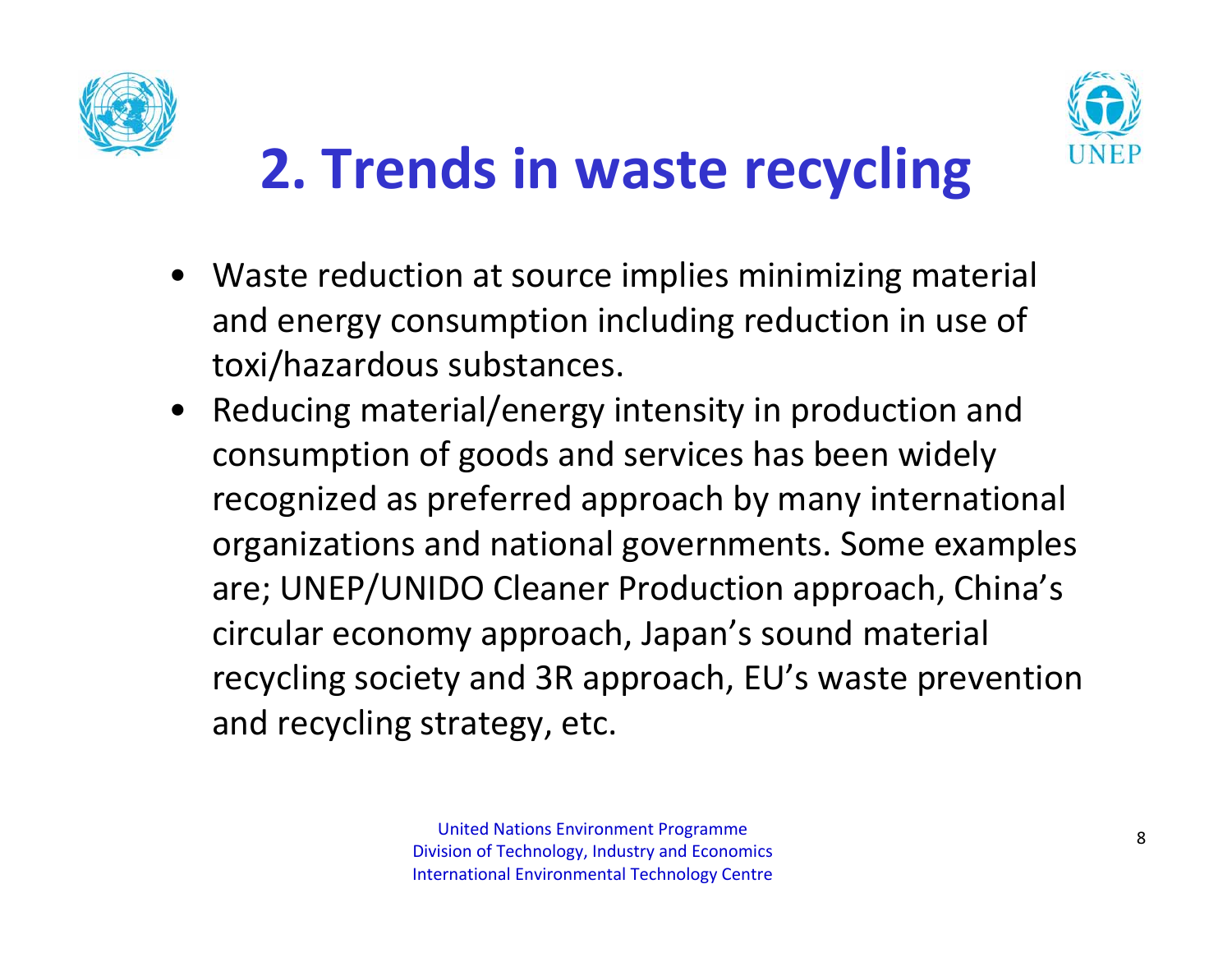# 2. Trends in waste recycling

- Waste reduction at source implies minimizing material and energy consumption including reduction in use of toxi/hazardous substances.
- Reducing material/energy intensity in production and consumption of goods and services has been widely recognized as preferred approach by many international organizations and national governments. Some examples are; UNEP/UNIDO Cleaner Production approach, China's circular economy approach, Japan's sound material recycling society and 3R approach, EU's waste prevention and recycling strategy, etc.

United Nations Environment Programme
Division of Technology, Industry and Economics
International Environmental Technology Centre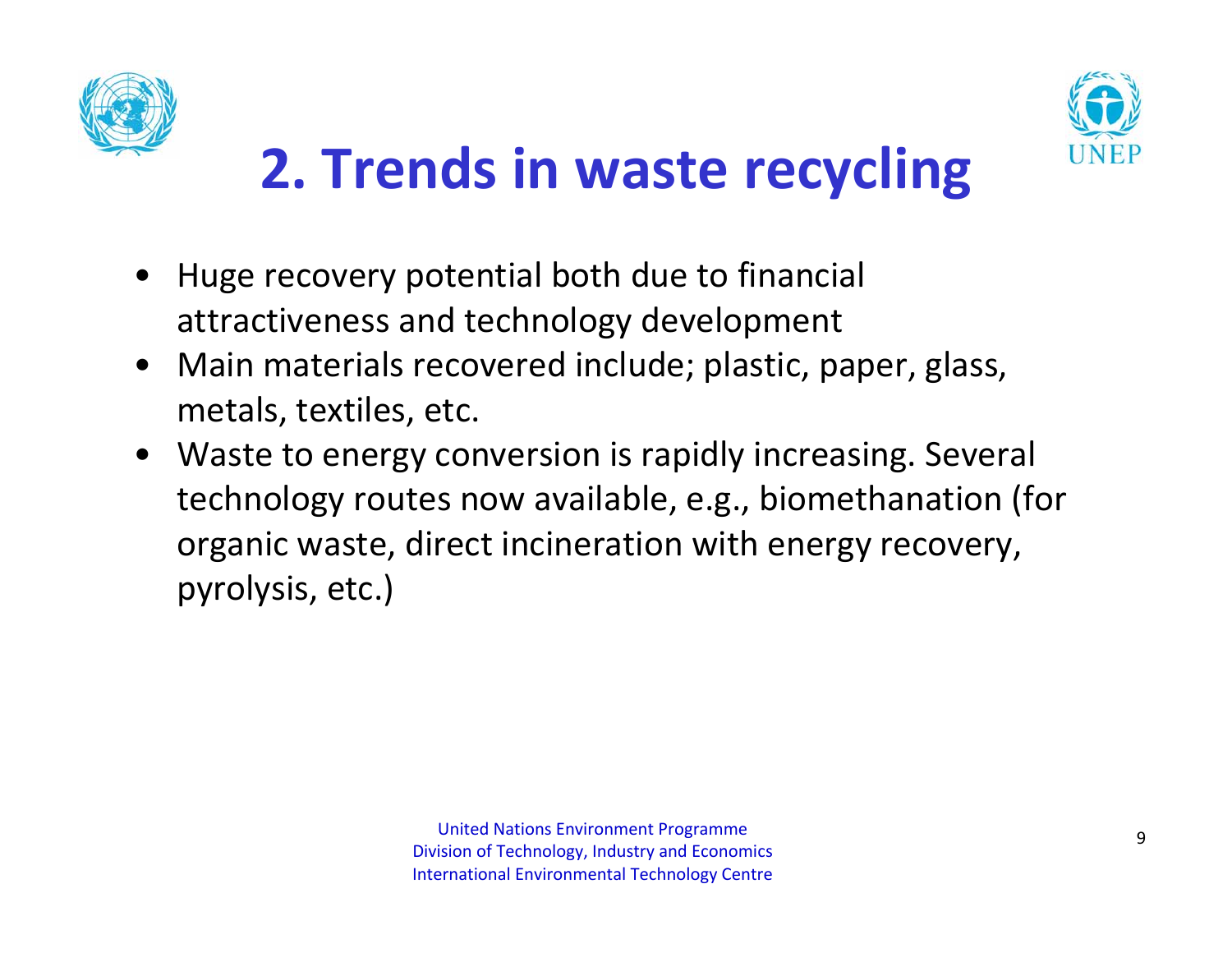# 2. Trends in waste recycling

- Huge recovery potential both due to financial attractiveness and technology development
- Main materials recovered include; plastic, paper, glass, metals, textiles, etc.
- Waste to energy conversion is rapidly increasing. Several technology routes now available, e.g., biomethanation (for organic waste, direct incineration with energy recovery, pyrolysis, etc.)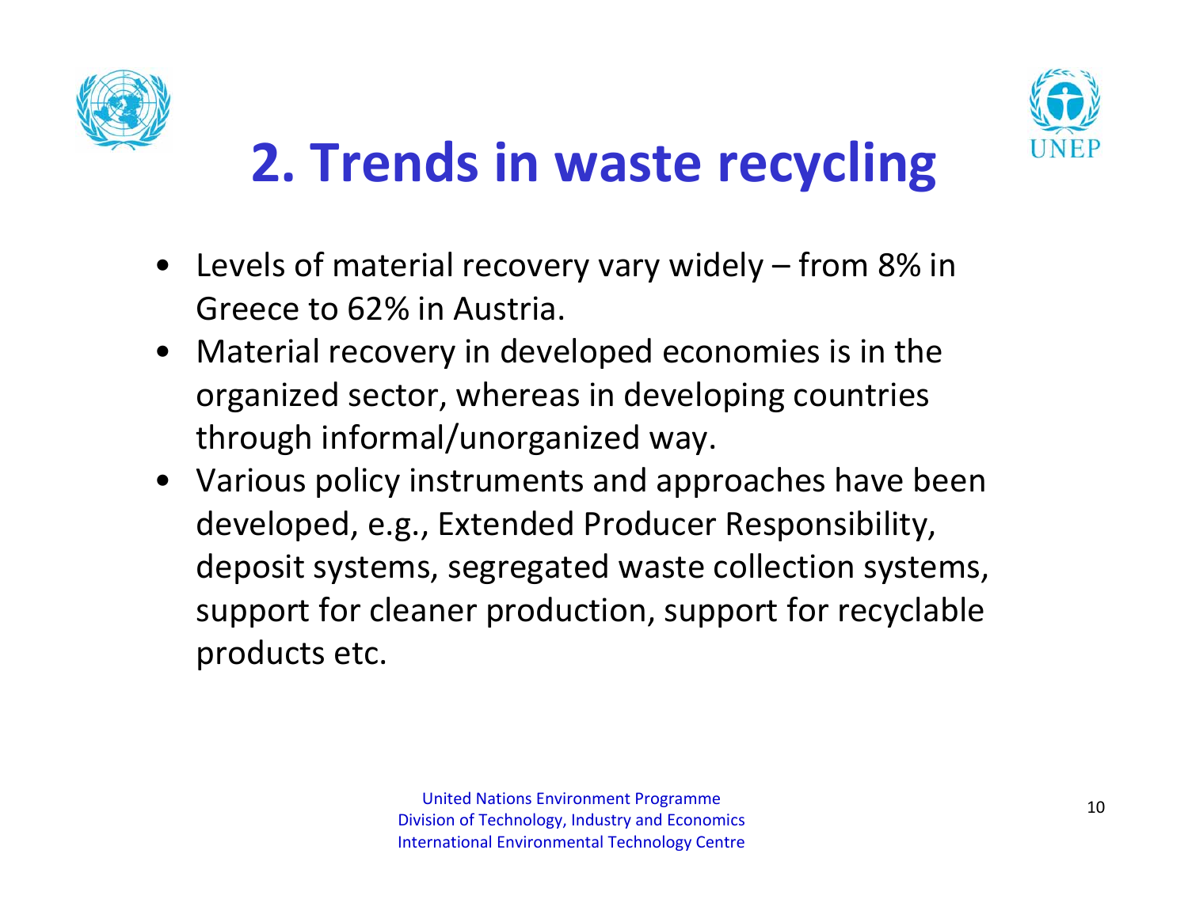# 2. Trends in waste recycling

- Levels of material recovery vary widely – from 8% in Greece to 62% in Austria.
- Material recovery in developed economies is in the organized sector, whereas in developing countries through informal/unorganized way.
- Various policy instruments and approaches have been developed, e.g., Extended Producer Responsibility, deposit systems, segregated waste collection systems, support for cleaner production, support for recyclable products etc.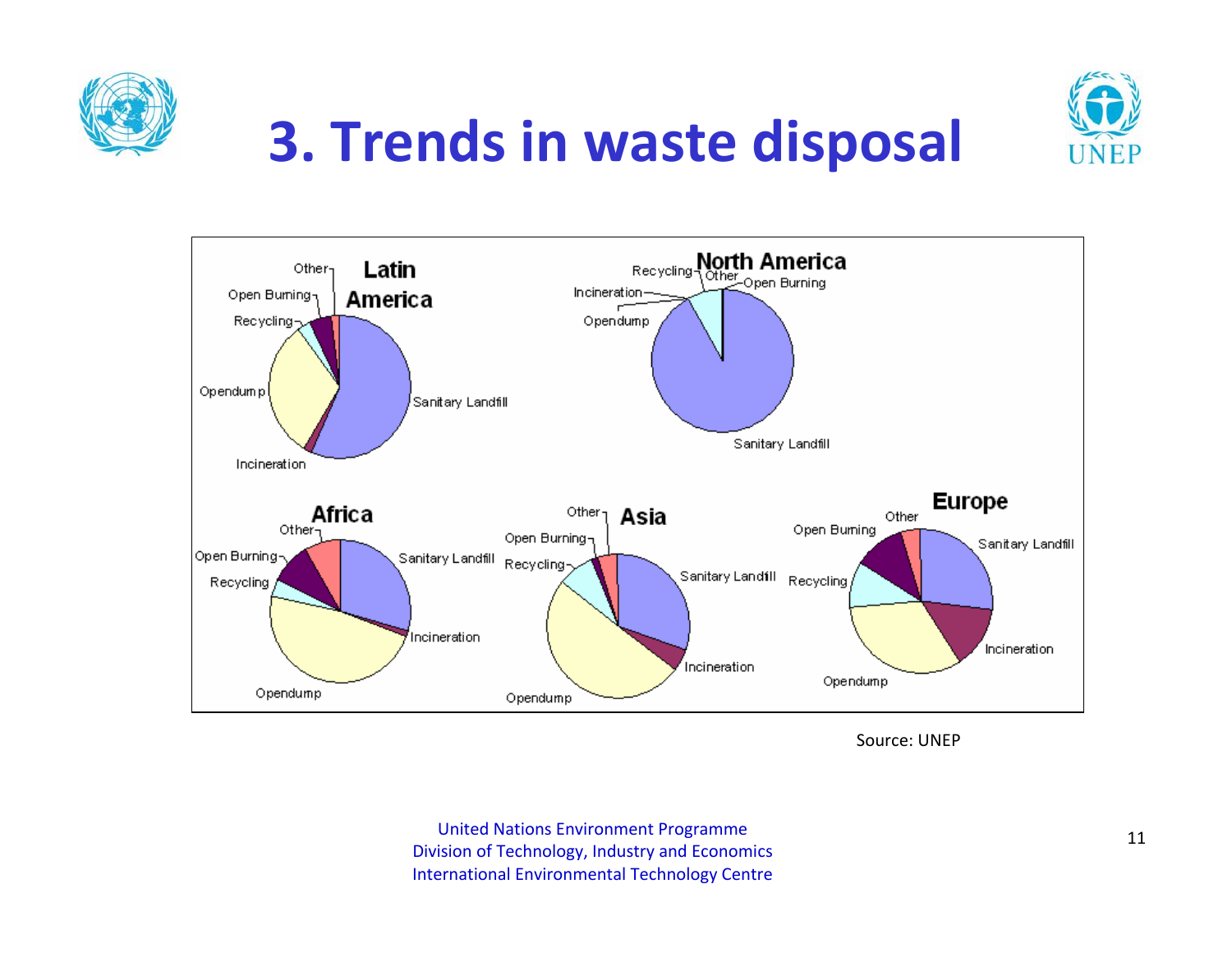# 3. Trends in waste disposal

Latin America: Other, Open Burning, Recycling, Opendump, Incineration, Sanitary Landfill

North America: Recycling, Other, Open Burning, Incineration, Opendump, Sanitary Landfill

Africa: Other, Open Burning, Recycling, Sanitary Landfill, Incineration, Opendump

Asia: Other, Open Burning, Recycling, Sanitary Landfill, Incineration, Opendump

Europe: Open Burning, Other, Recycling, Sanitary Landfill, Incineration, Opendump

Source: UNEP

United Nations Environment Programme
Division of Technology, Industry and Economics
International Environmental Technology Centre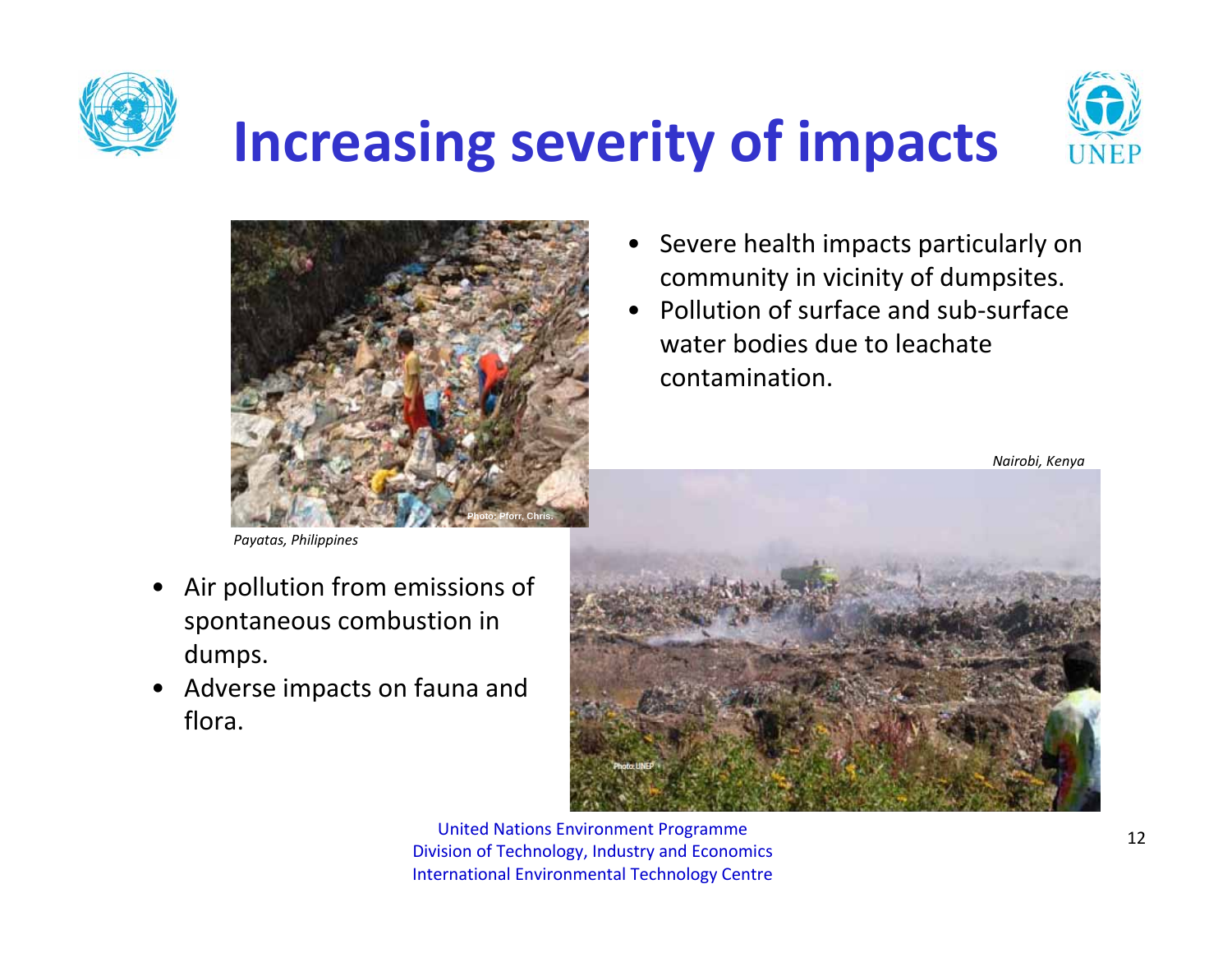# Increasing severity of impacts

Payatas, Philippines

- Severe health impacts particularly on community in vicinity of dumpsites.
- Pollution of surface and sub-surface water bodies due to leachate contamination.

Nairobi, Kenya

- Air pollution from emissions of spontaneous combustion in dumps.
- Adverse impacts on fauna and flora.

United Nations Environment Programme
Division of Technology, Industry and Economics
International Environmental Technology Centre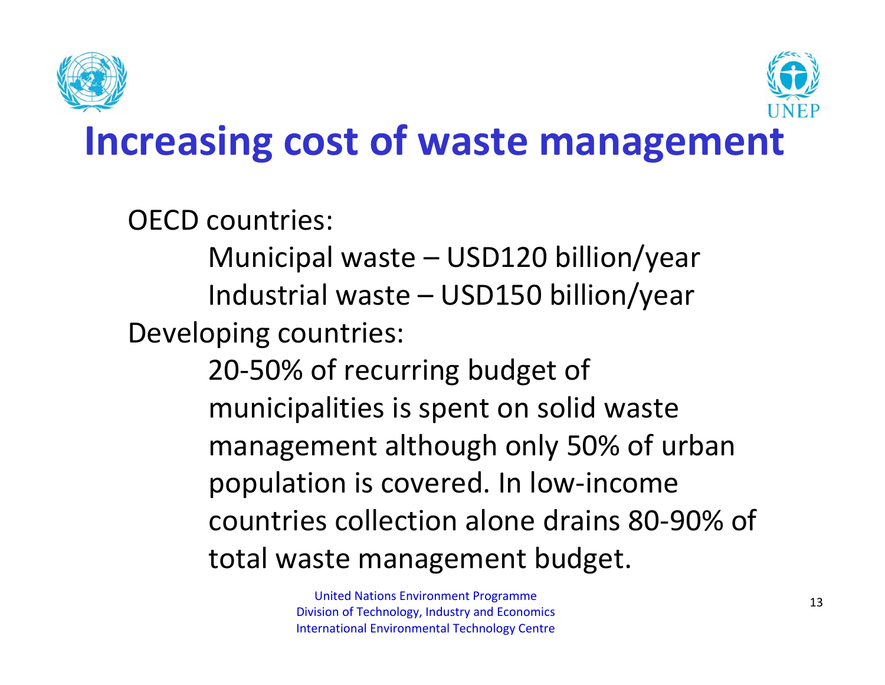# Increasing cost of waste management

OECD countries:

- Municipal waste – USD120 billion/year
- Industrial waste – USD150 billion/year

Developing countries:

- 20-50% of recurring budget of municipalities is spent on solid waste management although only 50% of urban population is covered. In low-income countries collection alone drains 80-90% of total waste management budget.

United Nations Environment Programme
Division of Technology, Industry and Economics
International Environmental Technology Centre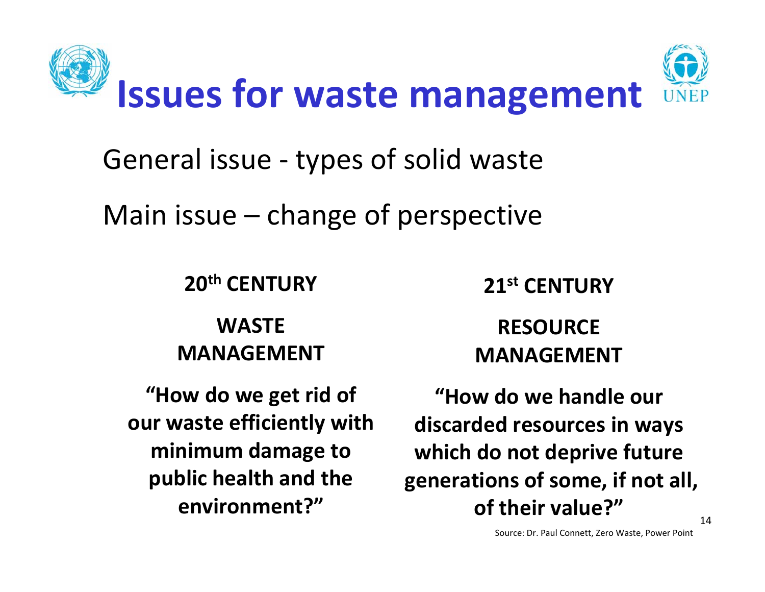# Issues for waste management

General issue - types of solid waste

Main issue – change of perspective

| 20th CENTURY | 21st CENTURY |
|---|---|
| **WASTE MANAGEMENT** | **RESOURCE MANAGEMENT** |
| **"How do we get rid of our waste efficiently with minimum damage to public health and the environment?"** | **"How do we handle our discarded resources in ways which do not deprive future generations of some, if not all, of their value?"** |

Source: Dr. Paul Connett, Zero Waste, Power Point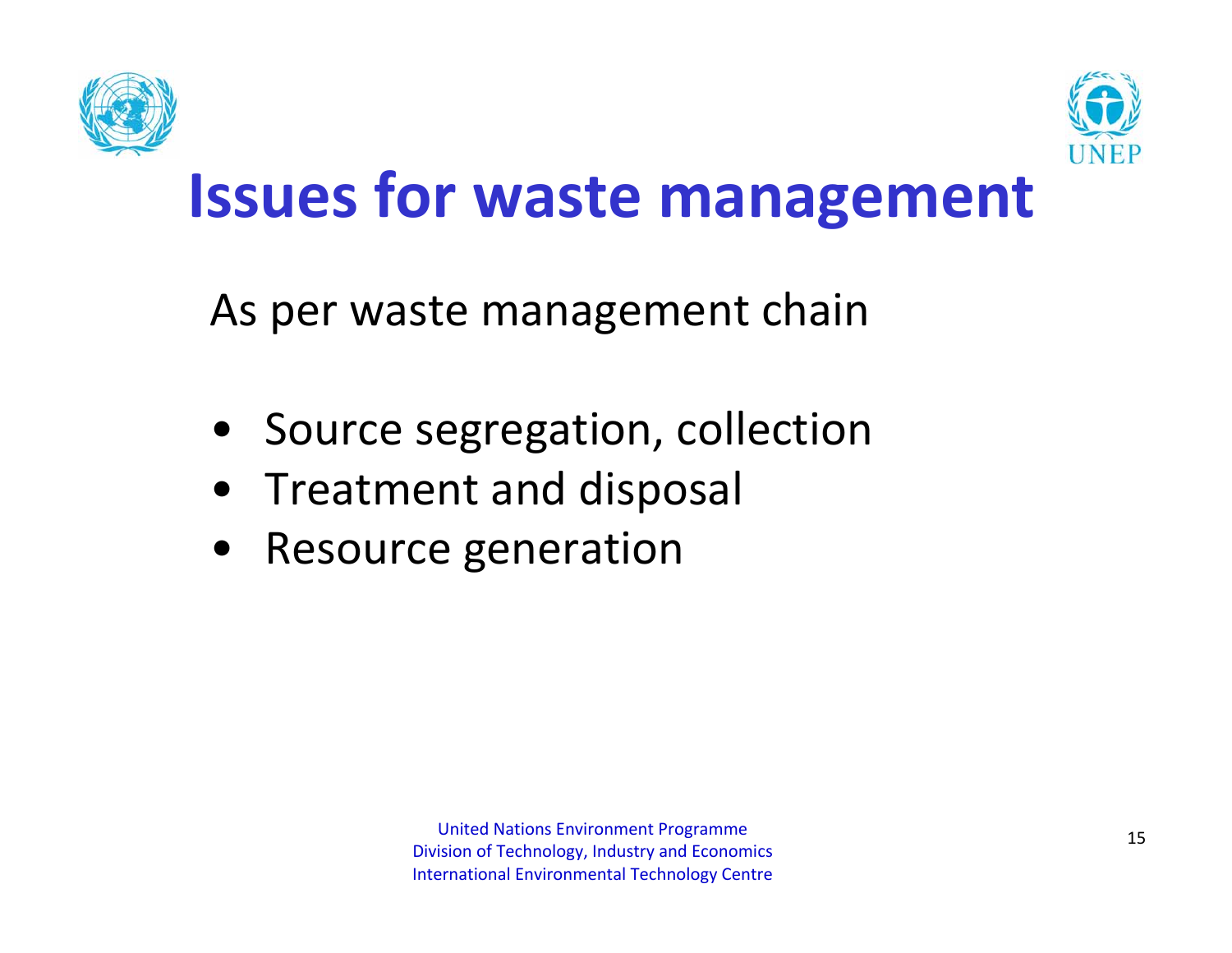# Issues for waste management

As per waste management chain

- Source segregation, collection
- Treatment and disposal
- Resource generation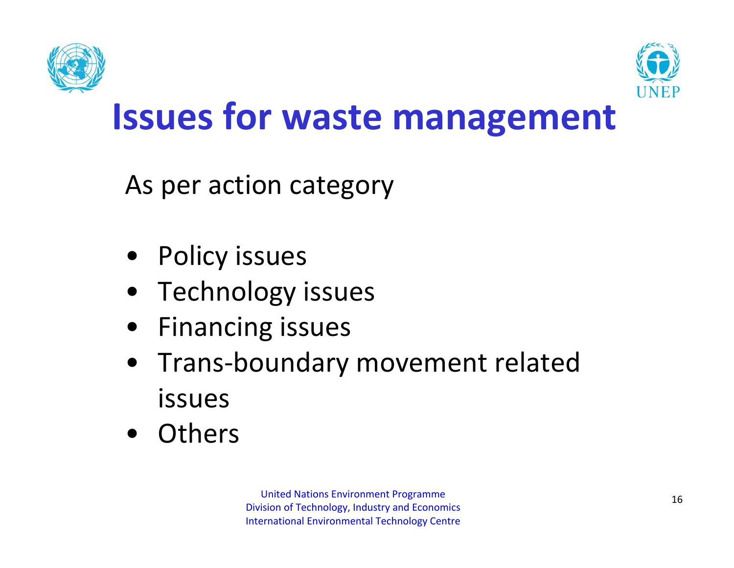# Issues for waste management

As per action category

- Policy issues
- Technology issues
- Financing issues
- Trans-boundary movement related issues
- Others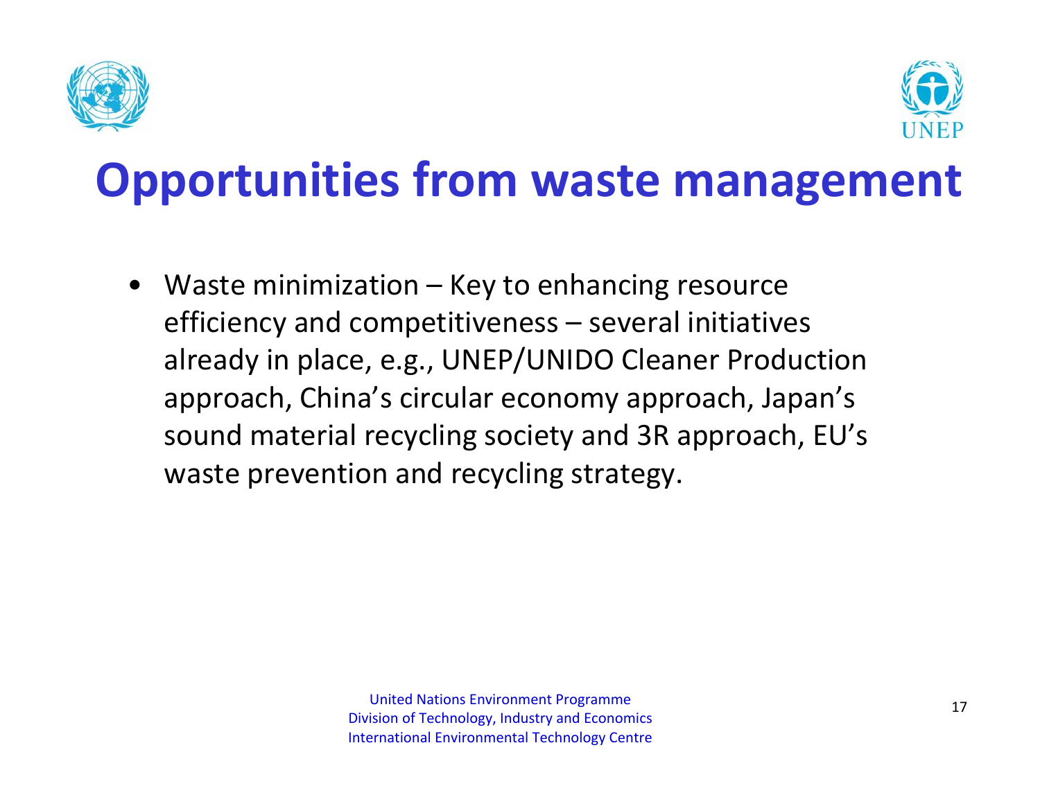# Opportunities from waste management

- Waste minimization – Key to enhancing resource efficiency and competitiveness – several initiatives already in place, e.g., UNEP/UNIDO Cleaner Production approach, China's circular economy approach, Japan's sound material recycling society and 3R approach, EU's waste prevention and recycling strategy.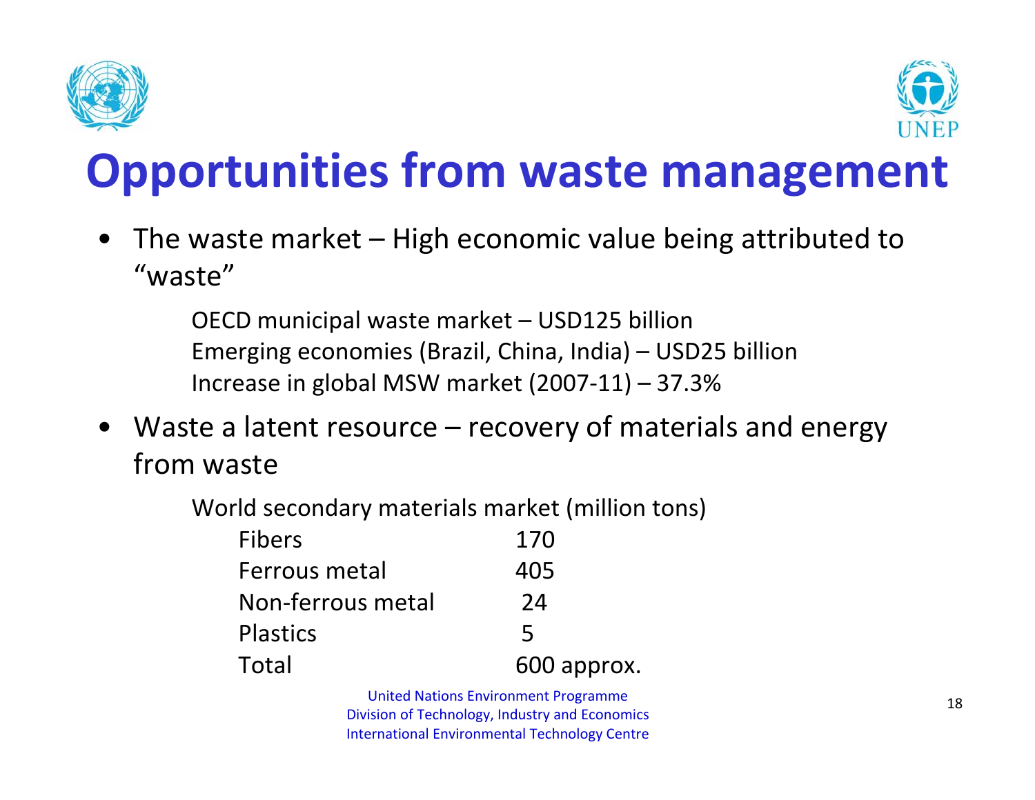# Opportunities from waste management

- The waste market – High economic value being attributed to "waste"

  OECD municipal waste market – USD125 billion
  Emerging economies (Brazil, China, India) – USD25 billion
  Increase in global MSW market (2007-11) – 37.3%

- Waste a latent resource – recovery of materials and energy from waste

  World secondary materials market (million tons)

| | |
|---|---|
| Fibers | 170 |
| Ferrous metal | 405 |
| Non-ferrous metal | 24 |
| Plastics | 5 |
| Total | 600 approx. |

United Nations Environment Programme
Division of Technology, Industry and Economics
International Environmental Technology Centre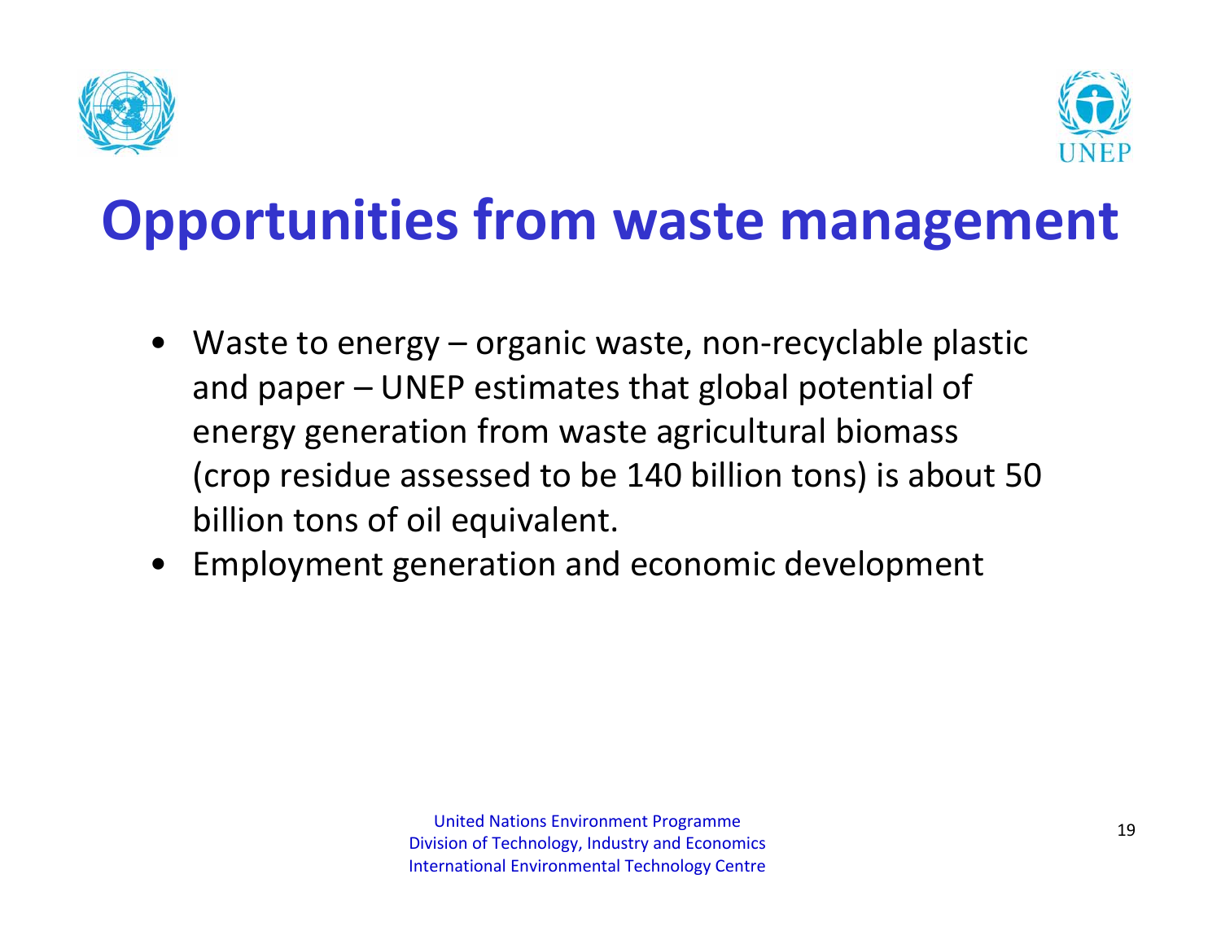# Opportunities from waste management

- Waste to energy – organic waste, non-recyclable plastic and paper – UNEP estimates that global potential of energy generation from waste agricultural biomass (crop residue assessed to be 140 billion tons) is about 50 billion tons of oil equivalent.
- Employment generation and economic development

United Nations Environment Programme
Division of Technology, Industry and Economics
International Environmental Technology Centre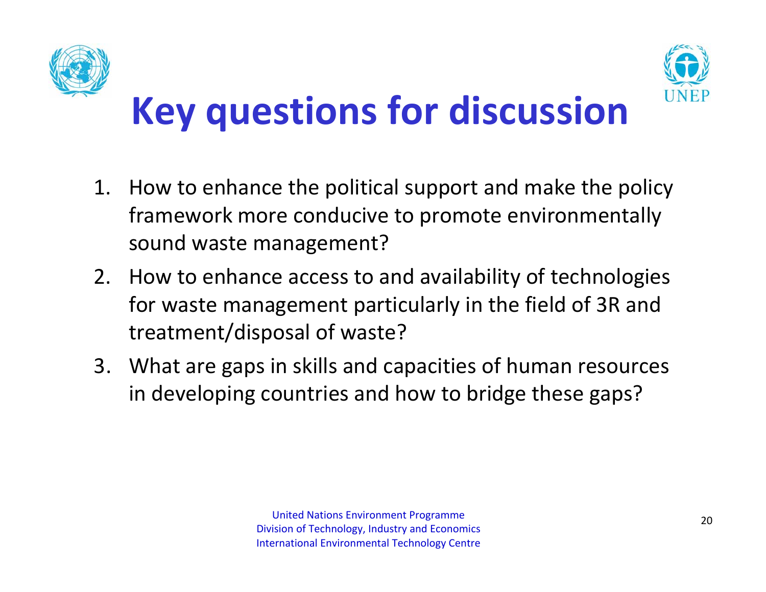# Key questions for discussion

1. How to enhance the political support and make the policy framework more conducive to promote environmentally sound waste management?
2. How to enhance access to and availability of technologies for waste management particularly in the field of 3R and treatment/disposal of waste?
3. What are gaps in skills and capacities of human resources in developing countries and how to bridge these gaps?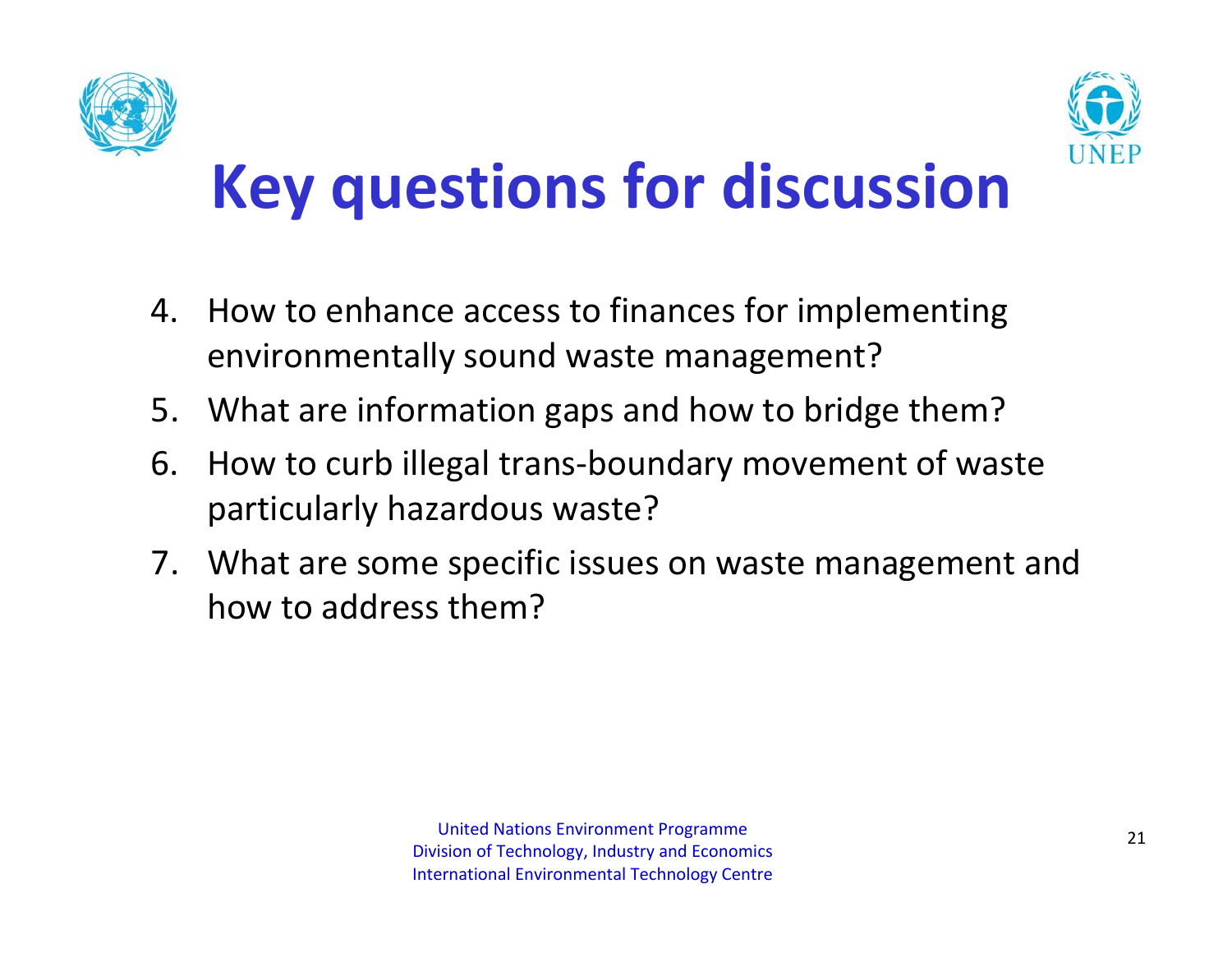# Key questions for discussion

4. How to enhance access to finances for implementing environmentally sound waste management?
5. What are information gaps and how to bridge them?
6. How to curb illegal trans-boundary movement of waste particularly hazardous waste?
7. What are some specific issues on waste management and how to address them?

United Nations Environment Programme
Division of Technology, Industry and Economics
International Environmental Technology Centre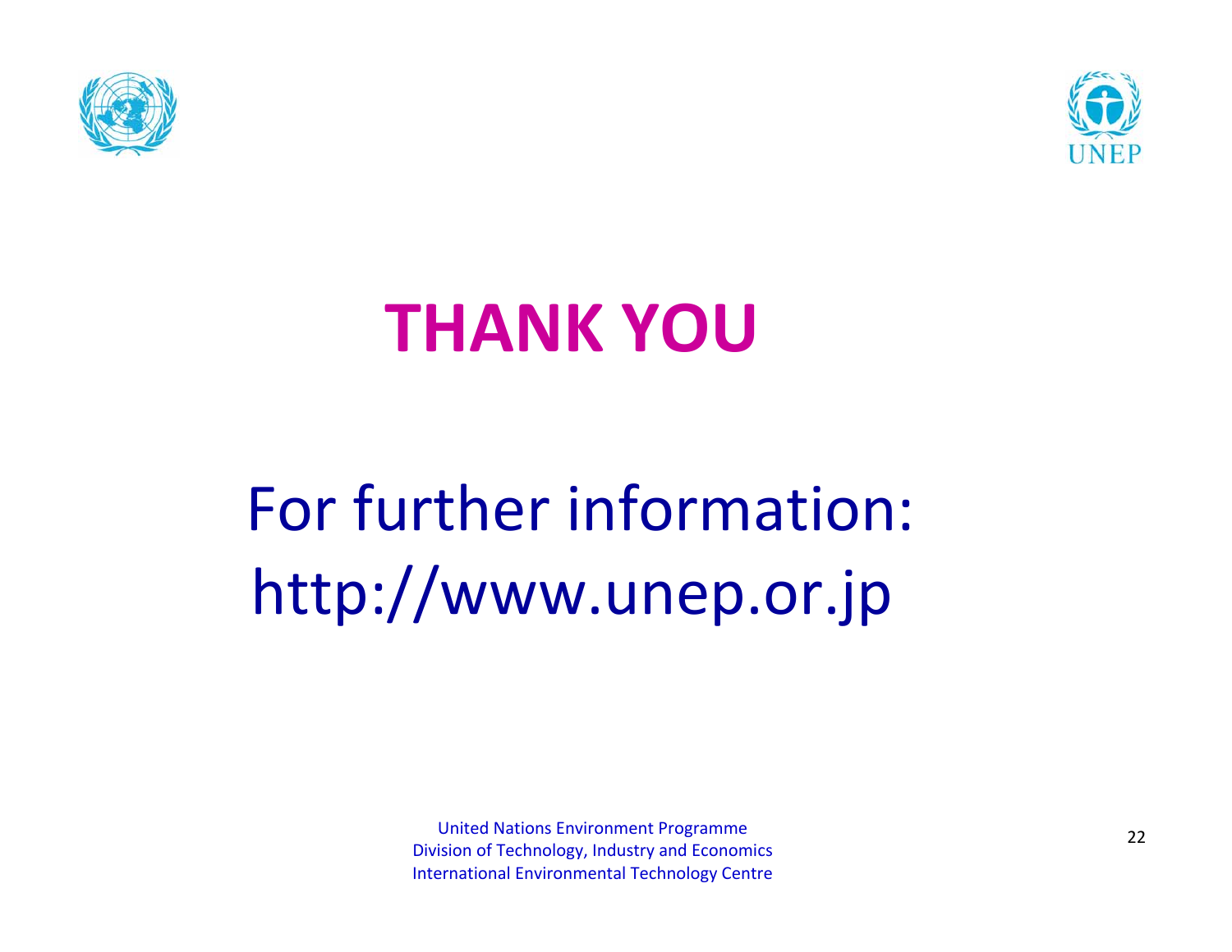# THANK YOU

For further information:
http://www.unep.or.jp

United Nations Environment Programme
Division of Technology, Industry and Economics
International Environmental Technology Centre